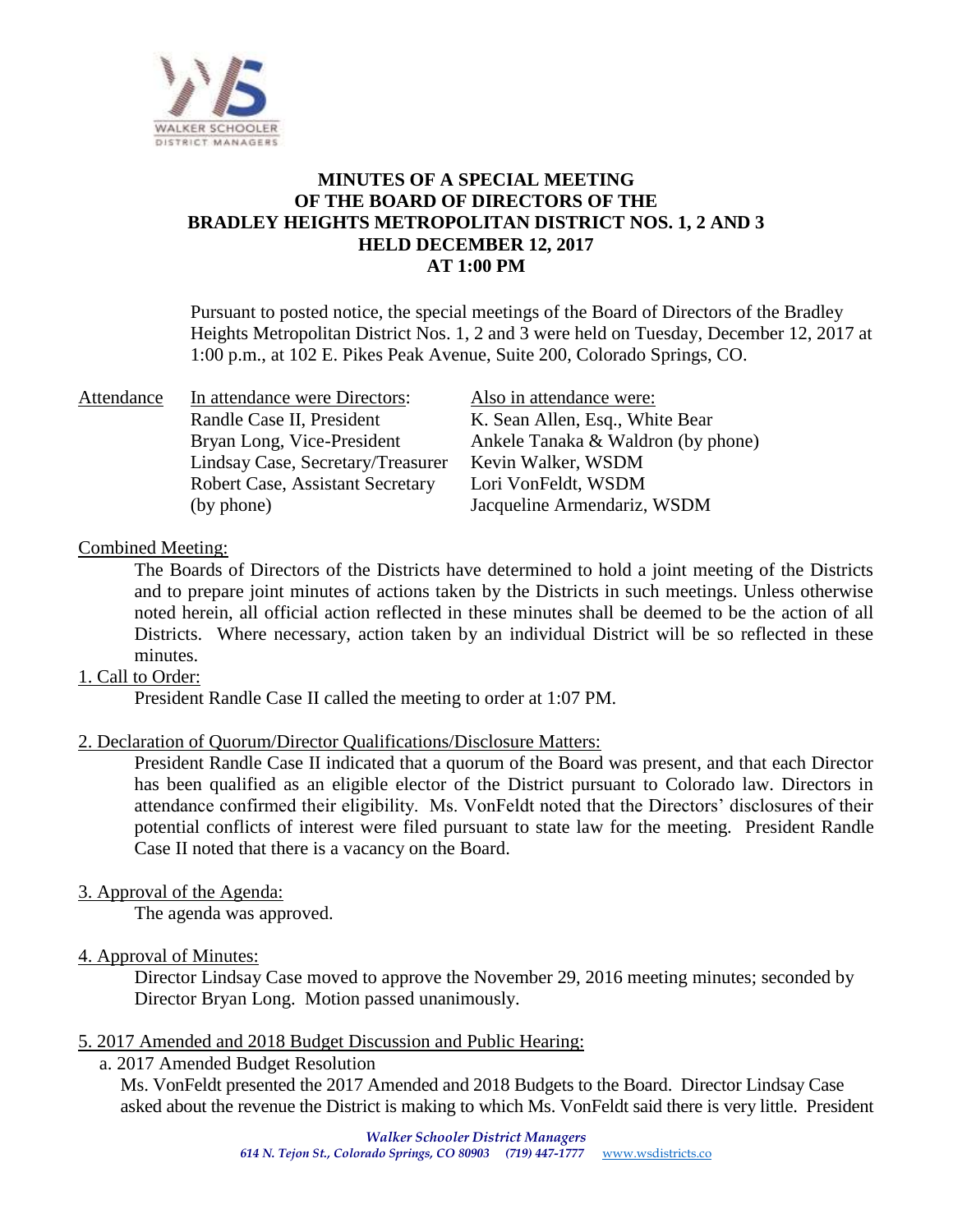# MINUTES OF A SPECIAL MEETING OF THE BOARD OF DIRECTORS OF THE BRADLEY HEIGHTS METROPOLITAN DISTRICT NOS. 1, 2 AND 3 HELD DECEMBER 12, 2017 AT 1:00 PM

Pursuant to posted notice, the special meetings of the Board of Directors of the Bradley Heights Metropolitan District Nos. 1, 2 and 3 were held on Tuesday, December 12, 2017 at 1:00 p.m., at 102 E. Pikes Peak Avenue, Suite 200, Colorado Springs, CO.

| Attendance | In attendance were Directors: | Also in attendance were: |
|---|---|---|
| | Randle Case II, President | K. Sean Allen, Esq., White Bear |
| | Bryan Long, Vice-President | Ankele Tanaka & Waldron (by phone) |
| | Lindsay Case, Secretary/Treasurer | Kevin Walker, WSDM |
| | Robert Case, Assistant Secretary (by phone) | Lori VonFeldt, WSDM |
| | | Jacqueline Armendariz, WSDM |

Combined Meeting:

The Boards of Directors of the Districts have determined to hold a joint meeting of the Districts and to prepare joint minutes of actions taken by the Districts in such meetings. Unless otherwise noted herein, all official action reflected in these minutes shall be deemed to be the action of all Districts. Where necessary, action taken by an individual District will be so reflected in these minutes.

1. Call to Order:

President Randle Case II called the meeting to order at 1:07 PM.

2. Declaration of Quorum/Director Qualifications/Disclosure Matters:

President Randle Case II indicated that a quorum of the Board was present, and that each Director has been qualified as an eligible elector of the District pursuant to Colorado law. Directors in attendance confirmed their eligibility. Ms. VonFeldt noted that the Directors' disclosures of their potential conflicts of interest were filed pursuant to state law for the meeting. President Randle Case II noted that there is a vacancy on the Board.

3. Approval of the Agenda:

The agenda was approved.

4. Approval of Minutes:

Director Lindsay Case moved to approve the November 29, 2016 meeting minutes; seconded by Director Bryan Long. Motion passed unanimously.

5. 2017 Amended and 2018 Budget Discussion and Public Hearing:

a. 2017 Amended Budget Resolution

Ms. VonFeldt presented the 2017 Amended and 2018 Budgets to the Board. Director Lindsay Case asked about the revenue the District is making to which Ms. VonFeldt said there is very little. President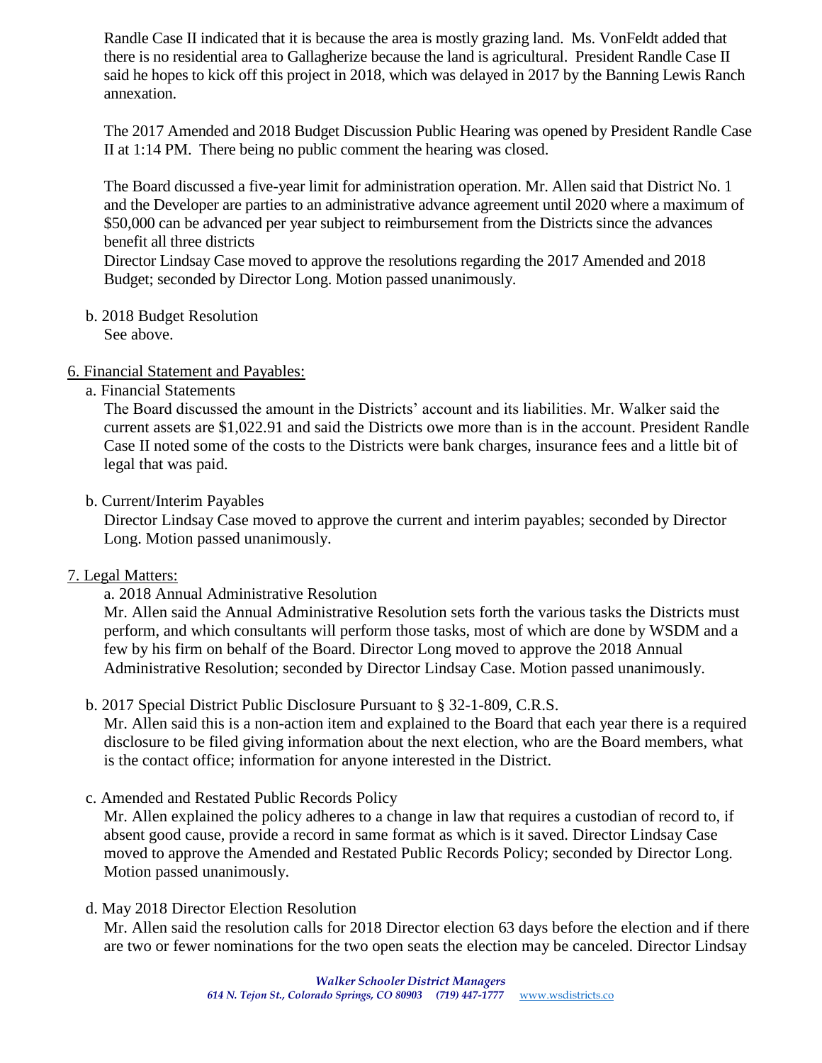Randle Case II indicated that it is because the area is mostly grazing land. Ms. VonFeldt added that there is no residential area to Gallagherize because the land is agricultural. President Randle Case II said he hopes to kick off this project in 2018, which was delayed in 2017 by the Banning Lewis Ranch annexation.

The 2017 Amended and 2018 Budget Discussion Public Hearing was opened by President Randle Case II at 1:14 PM. There being no public comment the hearing was closed.

The Board discussed a five-year limit for administration operation. Mr. Allen said that District No. 1 and the Developer are parties to an administrative advance agreement until 2020 where a maximum of $50,000 can be advanced per year subject to reimbursement from the Districts since the advances benefit all three districts

Director Lindsay Case moved to approve the resolutions regarding the 2017 Amended and 2018 Budget; seconded by Director Long. Motion passed unanimously.

b. 2018 Budget Resolution
See above.

6. Financial Statement and Payables:

a. Financial Statements
The Board discussed the amount in the Districts' account and its liabilities. Mr. Walker said the current assets are $1,022.91 and said the Districts owe more than is in the account. President Randle Case II noted some of the costs to the Districts were bank charges, insurance fees and a little bit of legal that was paid.

b. Current/Interim Payables
Director Lindsay Case moved to approve the current and interim payables; seconded by Director Long. Motion passed unanimously.

7. Legal Matters:

a. 2018 Annual Administrative Resolution
Mr. Allen said the Annual Administrative Resolution sets forth the various tasks the Districts must perform, and which consultants will perform those tasks, most of which are done by WSDM and a few by his firm on behalf of the Board. Director Long moved to approve the 2018 Annual Administrative Resolution; seconded by Director Lindsay Case. Motion passed unanimously.

b. 2017 Special District Public Disclosure Pursuant to § 32-1-809, C.R.S.
Mr. Allen said this is a non-action item and explained to the Board that each year there is a required disclosure to be filed giving information about the next election, who are the Board members, what is the contact office; information for anyone interested in the District.

c. Amended and Restated Public Records Policy
Mr. Allen explained the policy adheres to a change in law that requires a custodian of record to, if absent good cause, provide a record in same format as which is it saved. Director Lindsay Case moved to approve the Amended and Restated Public Records Policy; seconded by Director Long. Motion passed unanimously.

d. May 2018 Director Election Resolution
Mr. Allen said the resolution calls for 2018 Director election 63 days before the election and if there are two or fewer nominations for the two open seats the election may be canceled. Director Lindsay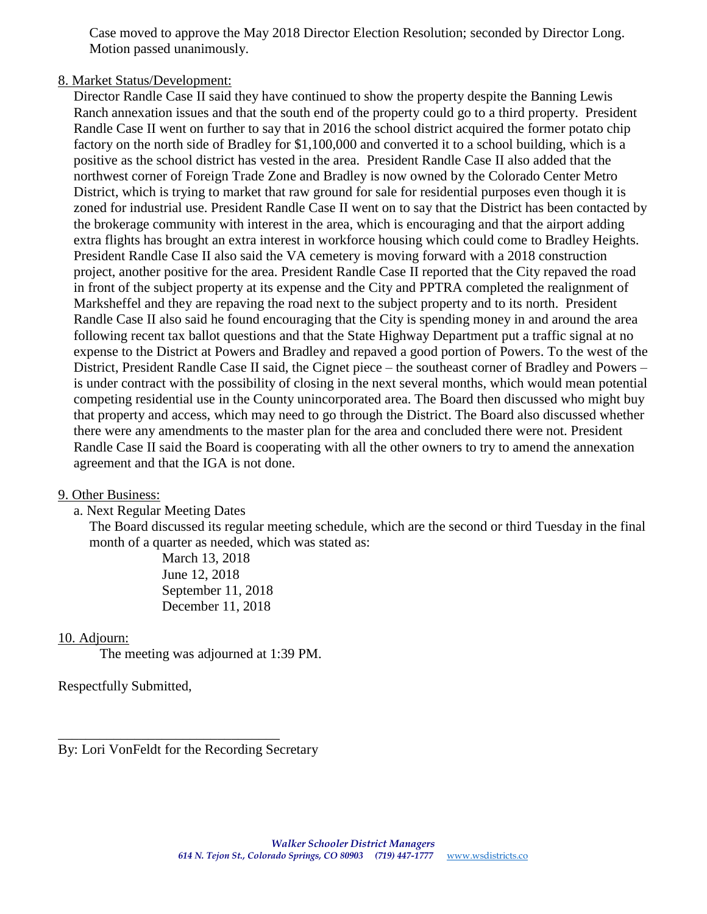Case moved to approve the May 2018 Director Election Resolution; seconded by Director Long. Motion passed unanimously.

8. Market Status/Development:

Director Randle Case II said they have continued to show the property despite the Banning Lewis Ranch annexation issues and that the south end of the property could go to a third property. President Randle Case II went on further to say that in 2016 the school district acquired the former potato chip factory on the north side of Bradley for $1,100,000 and converted it to a school building, which is a positive as the school district has vested in the area. President Randle Case II also added that the northwest corner of Foreign Trade Zone and Bradley is now owned by the Colorado Center Metro District, which is trying to market that raw ground for sale for residential purposes even though it is zoned for industrial use. President Randle Case II went on to say that the District has been contacted by the brokerage community with interest in the area, which is encouraging and that the airport adding extra flights has brought an extra interest in workforce housing which could come to Bradley Heights. President Randle Case II also said the VA cemetery is moving forward with a 2018 construction project, another positive for the area. President Randle Case II reported that the City repaved the road in front of the subject property at its expense and the City and PPTRA completed the realignment of Marksheffel and they are repaving the road next to the subject property and to its north. President Randle Case II also said he found encouraging that the City is spending money in and around the area following recent tax ballot questions and that the State Highway Department put a traffic signal at no expense to the District at Powers and Bradley and repaved a good portion of Powers. To the west of the District, President Randle Case II said, the Cignet piece – the southeast corner of Bradley and Powers – is under contract with the possibility of closing in the next several months, which would mean potential competing residential use in the County unincorporated area. The Board then discussed who might buy that property and access, which may need to go through the District. The Board also discussed whether there were any amendments to the master plan for the area and concluded there were not. President Randle Case II said the Board is cooperating with all the other owners to try to amend the annexation agreement and that the IGA is not done.

9. Other Business:

a. Next Regular Meeting Dates

The Board discussed its regular meeting schedule, which are the second or third Tuesday in the final month of a quarter as needed, which was stated as:

March 13, 2018
June 12, 2018
September 11, 2018
December 11, 2018

10. Adjourn:

The meeting was adjourned at 1:39 PM.

Respectfully Submitted,

\_\_\_\_\_\_\_\_\_\_\_\_\_\_\_\_\_\_\_\_\_\_\_\_\_\_\_\_\_\_\_\_

By: Lori VonFeldt for the Recording Secretary